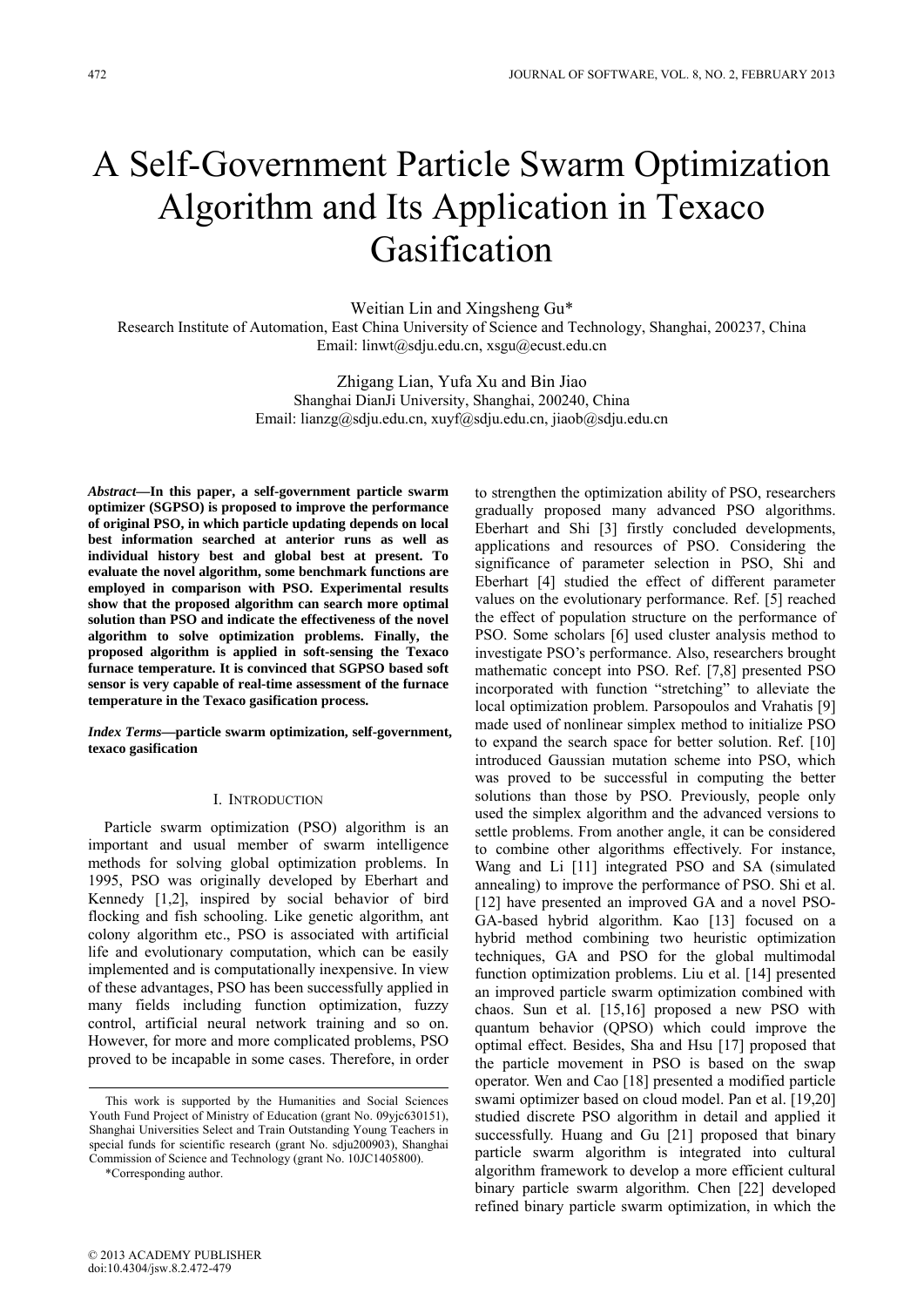# A Self-Government Particle Swarm Optimization Algorithm and Its Application in Texaco Gasification

Weitian Lin and Xingsheng Gu*

Research Institute of Automation, East China University of Science and Technology, Shanghai, 200237, China

Email: linwt@sdju.edu.cn, xsgu@ecust.edu.cn

Zhigang Lian, Yufa Xu and Bin Jiao

Shanghai DianJi University, Shanghai, 200240, China

Email: lianzg@sdju.edu.cn, xuyf@sdju.edu.cn, jiaob@sdju.edu.cn

***Abstract*—In this paper, a self-government particle swarm optimizer (SGPSO) is proposed to improve the performance of original PSO, in which particle updating depends on local best information searched at anterior runs as well as individual history best and global best at present. To evaluate the novel algorithm, some benchmark functions are employed in comparison with PSO. Experimental results show that the proposed algorithm can search more optimal solution than PSO and indicate the effectiveness of the novel algorithm to solve optimization problems. Finally, the proposed algorithm is applied in soft-sensing the Texaco furnace temperature. It is convinced that SGPSO based soft sensor is very capable of real-time assessment of the furnace temperature in the Texaco gasification process.**

***Index Terms*—particle swarm optimization, self-government, texaco gasification**

## I. Introduction

Particle swarm optimization (PSO) algorithm is an important and usual member of swarm intelligence methods for solving global optimization problems. In 1995, PSO was originally developed by Eberhart and Kennedy [1,2], inspired by social behavior of bird flocking and fish schooling. Like genetic algorithm, ant colony algorithm etc., PSO is associated with artificial life and evolutionary computation, which can be easily implemented and is computationally inexpensive. In view of these advantages, PSO has been successfully applied in many fields including function optimization, fuzzy control, artificial neural network training and so on. However, for more and more complicated problems, PSO proved to be incapable in some cases. Therefore, in order to strengthen the optimization ability of PSO, researchers gradually proposed many advanced PSO algorithms. Eberhart and Shi [3] firstly concluded developments, applications and resources of PSO. Considering the significance of parameter selection in PSO, Shi and Eberhart [4] studied the effect of different parameter values on the evolutionary performance. Ref. [5] reached the effect of population structure on the performance of PSO. Some scholars [6] used cluster analysis method to investigate PSO's performance. Also, researchers brought mathematic concept into PSO. Ref. [7,8] presented PSO incorporated with function "stretching" to alleviate the local optimization problem. Parsopoulos and Vrahatis [9] made used of nonlinear simplex method to initialize PSO to expand the search space for better solution. Ref. [10] introduced Gaussian mutation scheme into PSO, which was proved to be successful in computing the better solutions than those by PSO. Previously, people only used the simplex algorithm and the advanced versions to settle problems. From another angle, it can be considered to combine other algorithms effectively. For instance, Wang and Li [11] integrated PSO and SA (simulated annealing) to improve the performance of PSO. Shi et al. [12] have presented an improved GA and a novel PSO-GA-based hybrid algorithm. Kao [13] focused on a hybrid method combining two heuristic optimization techniques, GA and PSO for the global multimodal function optimization problems. Liu et al. [14] presented an improved particle swarm optimization combined with chaos. Sun et al. [15,16] proposed a new PSO with quantum behavior (QPSO) which could improve the optimal effect. Besides, Sha and Hsu [17] proposed that the particle movement in PSO is based on the swap operator. Wen and Cao [18] presented a modified particle swami optimizer based on cloud model. Pan et al. [19,20] studied discrete PSO algorithm in detail and applied it successfully. Huang and Gu [21] proposed that binary particle swarm algorithm is integrated into cultural algorithm framework to develop a more efficient cultural binary particle swarm algorithm. Chen [22] developed refined binary particle swarm optimization, in which the

---

This work is supported by the Humanities and Social Sciences Youth Fund Project of Ministry of Education (grant No. 09yjc630151), Shanghai Universities Select and Train Outstanding Young Teachers in special funds for scientific research (grant No. sdju200903), Shanghai Commission of Science and Technology (grant No. 10JC1405800).

*Corresponding author.

© 2013 ACADEMY PUBLISHER
doi:10.4304/jsw.8.2.472-479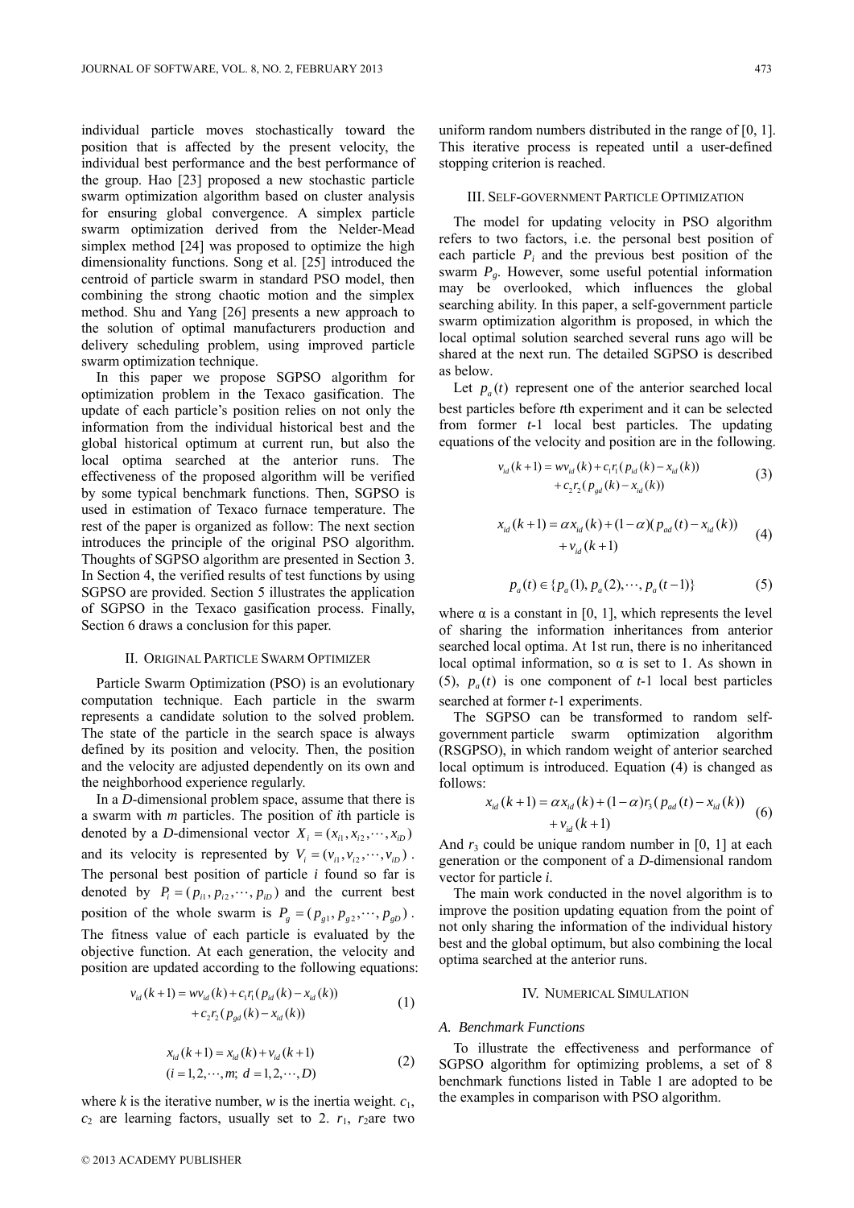individual particle moves stochastically toward the position that is affected by the present velocity, the individual best performance and the best performance of the group. Hao [23] proposed a new stochastic particle swarm optimization algorithm based on cluster analysis for ensuring global convergence. A simplex particle swarm optimization derived from the Nelder-Mead simplex method [24] was proposed to optimize the high dimensionality functions. Song et al. [25] introduced the centroid of particle swarm in standard PSO model, then combining the strong chaotic motion and the simplex method. Shu and Yang [26] presents a new approach to the solution of optimal manufacturers production and delivery scheduling problem, using improved particle swarm optimization technique.

In this paper we propose SGPSO algorithm for optimization problem in the Texaco gasification. The update of each particle's position relies on not only the information from the individual historical best and the global historical optimum at current run, but also the local optima searched at the anterior runs. The effectiveness of the proposed algorithm will be verified by some typical benchmark functions. Then, SGPSO is used in estimation of Texaco furnace temperature. The rest of the paper is organized as follow: The next section introduces the principle of the original PSO algorithm. Thoughts of SGPSO algorithm are presented in Section 3. In Section 4, the verified results of test functions by using SGPSO are provided. Section 5 illustrates the application of SGPSO in the Texaco gasification process. Finally, Section 6 draws a conclusion for this paper.

## II. Original Particle Swarm Optimizer

Particle Swarm Optimization (PSO) is an evolutionary computation technique. Each particle in the swarm represents a candidate solution to the solved problem. The state of the particle in the search space is always defined by its position and velocity. Then, the position and the velocity are adjusted dependently on its own and the neighborhood experience regularly.

In a $D$-dimensional problem space, assume that there is a swarm with $m$ particles. The position of $i$th particle is denoted by a $D$-dimensional vector $X_i = (x_{i1}, x_{i2}, \cdots, x_{iD})$ and its velocity is represented by $V_i = (v_{i1}, v_{i2}, \cdots, v_{iD})$. The personal best position of particle $i$ found so far is denoted by $P_i = (p_{i1}, p_{i2}, \cdots, p_{iD})$ and the current best position of the whole swarm is $P_g = (p_{g1}, p_{g2}, \cdots, p_{gD})$. The fitness value of each particle is evaluated by the objective function. At each generation, the velocity and position are updated according to the following equations:

$$v_{id}(k+1) = wv_{id}(k) + c_1 r_1 (p_{id}(k) - x_{id}(k)) + c_2 r_2 (p_{gd}(k) - x_{id}(k)) \tag{1}$$

$$x_{id}(k+1) = x_{id}(k) + v_{id}(k+1) \quad (i = 1, 2, \cdots, m;\ d = 1, 2, \cdots, D) \tag{2}$$

where $k$ is the iterative number, $w$ is the inertia weight. $c_1$, $c_2$ are learning factors, usually set to 2. $r_1$, $r_2$ are two uniform random numbers distributed in the range of [0, 1]. This iterative process is repeated until a user-defined stopping criterion is reached.

## III. Self-government Particle Optimization

The model for updating velocity in PSO algorithm refers to two factors, i.e. the personal best position of each particle $P_i$ and the previous best position of the swarm $P_g$. However, some useful potential information may be overlooked, which influences the global searching ability. In this paper, a self-government particle swarm optimization algorithm is proposed, in which the local optimal solution searched several runs ago will be shared at the next run. The detailed SGPSO is described as below.

Let $p_a(t)$ represent one of the anterior searched local best particles before $t$th experiment and it can be selected from former $t$-1 local best particles. The updating equations of the velocity and position are in the following.

$$v_{id}(k+1) = wv_{id}(k) + c_1 r_1 (p_{id}(k) - x_{id}(k)) + c_2 r_2 (p_{gd}(k) - x_{id}(k)) \tag{3}$$

$$x_{id}(k+1) = \alpha x_{id}(k) + (1-\alpha)(p_{ad}(t) - x_{id}(k)) + v_{id}(k+1) \tag{4}$$

$$p_a(t) \in \{p_a(1), p_a(2), \cdots, p_a(t-1)\} \tag{5}$$

where α is a constant in [0, 1], which represents the level of sharing the information inheritances from anterior searched local optima. At 1st run, there is no inheritanced local optimal information, so α is set to 1. As shown in (5), $p_a(t)$ is one component of $t$-1 local best particles searched at former $t$-1 experiments.

The SGPSO can be transformed to random self-government particle swarm optimization algorithm (RSGPSO), in which random weight of anterior searched local optimum is introduced. Equation (4) is changed as follows:

$$x_{id}(k+1) = \alpha x_{id}(k) + (1-\alpha) r_3 (p_{ad}(t) - x_{id}(k)) + v_{id}(k+1) \tag{6}$$

And $r_3$ could be unique random number in [0, 1] at each generation or the component of a $D$-dimensional random vector for particle $i$.

The main work conducted in the novel algorithm is to improve the position updating equation from the point of not only sharing the information of the individual history best and the global optimum, but also combining the local optima searched at the anterior runs.

## IV. Numerical Simulation

### A. Benchmark Functions

To illustrate the effectiveness and performance of SGPSO algorithm for optimizing problems, a set of 8 benchmark functions listed in Table 1 are adopted to be the examples in comparison with PSO algorithm.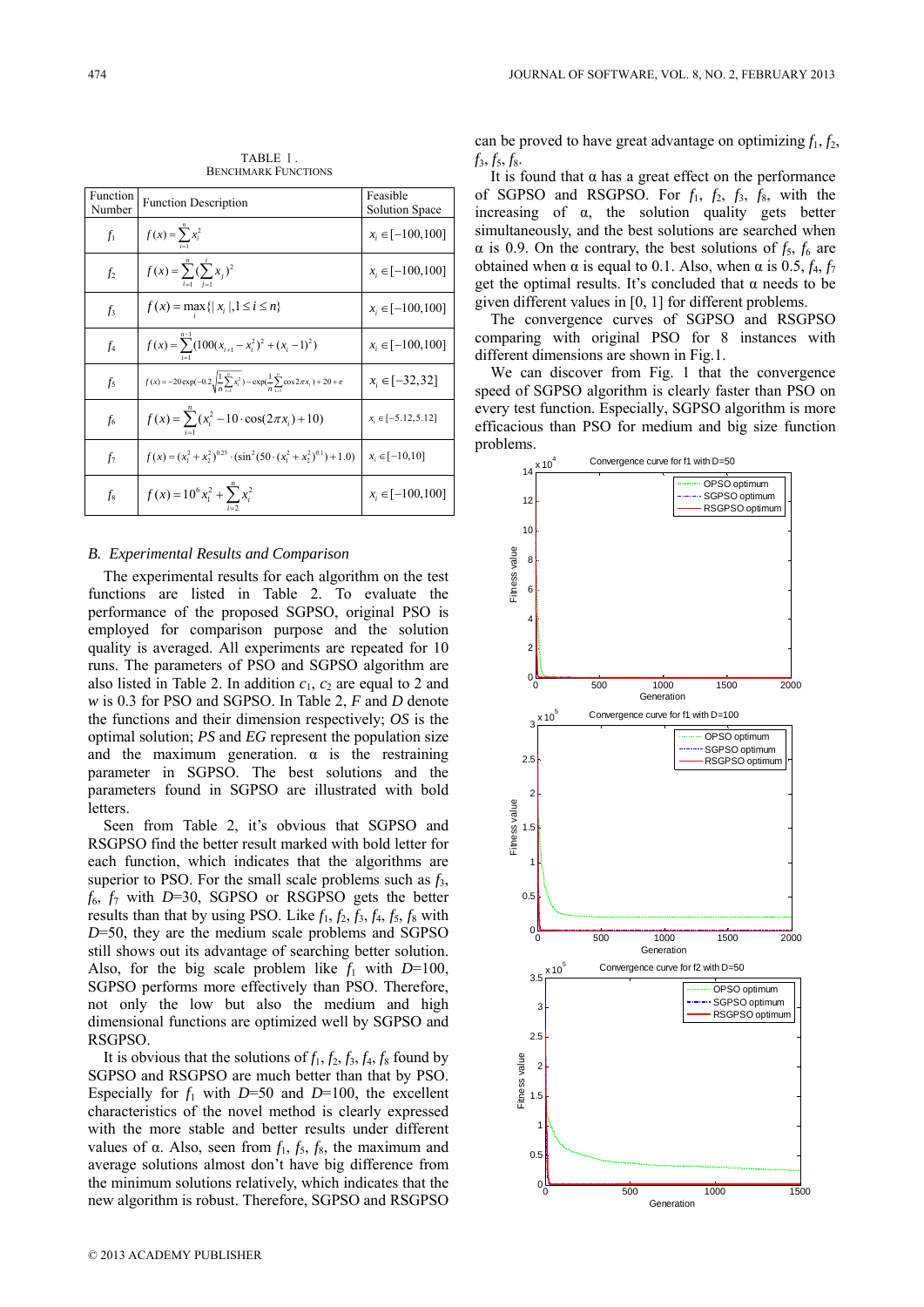TABLE I.
BENCHMARK FUNCTIONS

| Function Number | Function Description | Feasible Solution Space |
|---|---|---|
| $f_1$ | $f(x)=\sum_{i=1}^{n}x_i^2$ | $x_i\in[-100,100]$ |
| $f_2$ | $f(x)=\sum_{i=1}^{n}(\sum_{j=1}^{i}x_j)^2$ | $x_i\in[-100,100]$ |
| $f_3$ | $f(x)=\max_i\{\lvert x_i\rvert,1\le i\le n\}$ | $x_i\in[-100,100]$ |
| $f_4$ | $f(x)=\sum_{i=1}^{n-1}(100(x_{i+1}-x_i^2)^2+(x_i-1)^2)$ | $x_i\in[-100,100]$ |
| $f_5$ | $f(x)=-20\exp(-0.2\sqrt{\frac{1}{n}\sum_{i=1}^{n}x_i^2})-\exp(\frac{1}{n}\sum_{i=1}^{n}\cos 2\pi x_i)+20+e$ | $x_i\in[-32,32]$ |
| $f_6$ | $f(x)=\sum_{i=1}^{n}(x_i^2-10\cdot\cos(2\pi x_i)+10)$ | $x_i\in[-5.12,5.12]$ |
| $f_7$ | $f(x)=(x_1^2+x_2^2)^{0.25}\cdot(\sin^2(50\cdot(x_1^2+x_2^2)^{0.1})+1.0)$ | $x_i\in[-10,10]$ |
| $f_8$ | $f(x)=10^6x_1^2+\sum_{i=2}^{n}x_i^2$ | $x_i\in[-100,100]$ |

### B. Experimental Results and Comparison

The experimental results for each algorithm on the test functions are listed in Table 2. To evaluate the performance of the proposed SGPSO, original PSO is employed for comparison purpose and the solution quality is averaged. All experiments are repeated for 10 runs. The parameters of PSO and SGPSO algorithm are also listed in Table 2. In addition $c_1$, $c_2$ are equal to 2 and $w$ is 0.3 for PSO and SGPSO. In Table 2, $F$ and $D$ denote the functions and their dimension respectively; $OS$ is the optimal solution; $PS$ and $EG$ represent the population size and the maximum generation. α is the restraining parameter in SGPSO. The best solutions and the parameters found in SGPSO are illustrated with bold letters.

Seen from Table 2, it's obvious that SGPSO and RSGPSO find the better result marked with bold letter for each function, which indicates that the algorithms are superior to PSO. For the small scale problems such as $f_3$, $f_6$, $f_7$ with $D$=30, SGPSO or RSGPSO gets the better results than that by using PSO. Like $f_1$, $f_2$, $f_3$, $f_4$, $f_5$, $f_8$ with $D$=50, they are the medium scale problems and SGPSO still shows out its advantage of searching better solution. Also, for the big scale problem like $f_1$ with $D$=100, SGPSO performs more effectively than PSO. Therefore, not only the low but also the medium and high dimensional functions are optimized well by SGPSO and RSGPSO.

It is obvious that the solutions of $f_1$, $f_2$, $f_3$, $f_4$, $f_8$ found by SGPSO and RSGPSO are much better than that by PSO. Especially for $f_1$ with $D$=50 and $D$=100, the excellent characteristics of the novel method is clearly expressed with the more stable and better results under different values of α. Also, seen from $f_1$, $f_5$, $f_8$, the maximum and average solutions almost don't have big difference from the minimum solutions relatively, which indicates that the new algorithm is robust. Therefore, SGPSO and RSGPSO can be proved to have great advantage on optimizing $f_1$, $f_2$, $f_3$, $f_5$, $f_8$.

It is found that α has a great effect on the performance of SGPSO and RSGPSO. For $f_1$, $f_2$, $f_3$, $f_8$, with the increasing of α, the solution quality gets better simultaneously, and the best solutions are searched when α is 0.9. On the contrary, the best solutions of $f_5$, $f_6$ are obtained when α is equal to 0.1. Also, when α is 0.5, $f_4$, $f_7$ get the optimal results. It's concluded that α needs to be given different values in [0, 1] for different problems.

The convergence curves of SGPSO and RSGPSO comparing with original PSO for 8 instances with different dimensions are shown in Fig.1.

We can discover from Fig. 1 that the convergence speed of SGPSO algorithm is clearly faster than PSO on every test function. Especially, SGPSO algorithm is more efficacious than PSO for medium and big size function problems.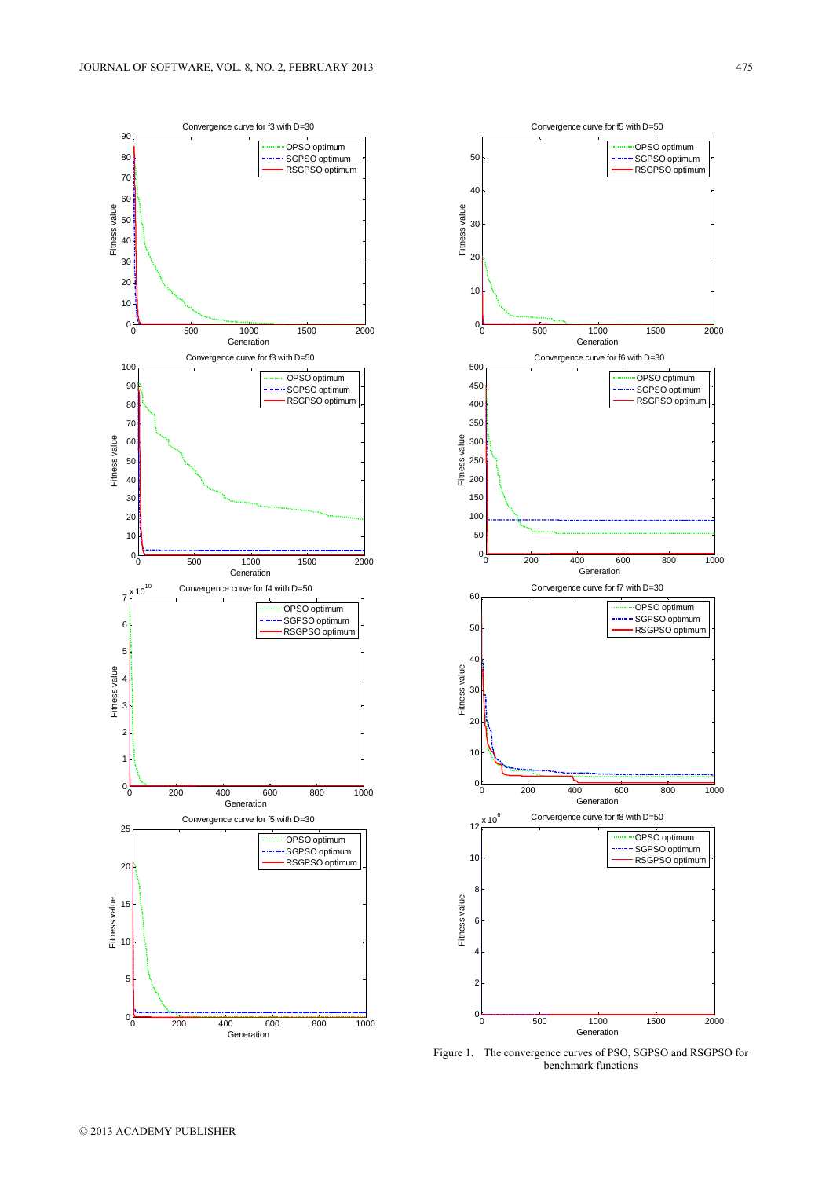Figure 1. The convergence curves of PSO, SGPSO and RSGPSO for benchmark functions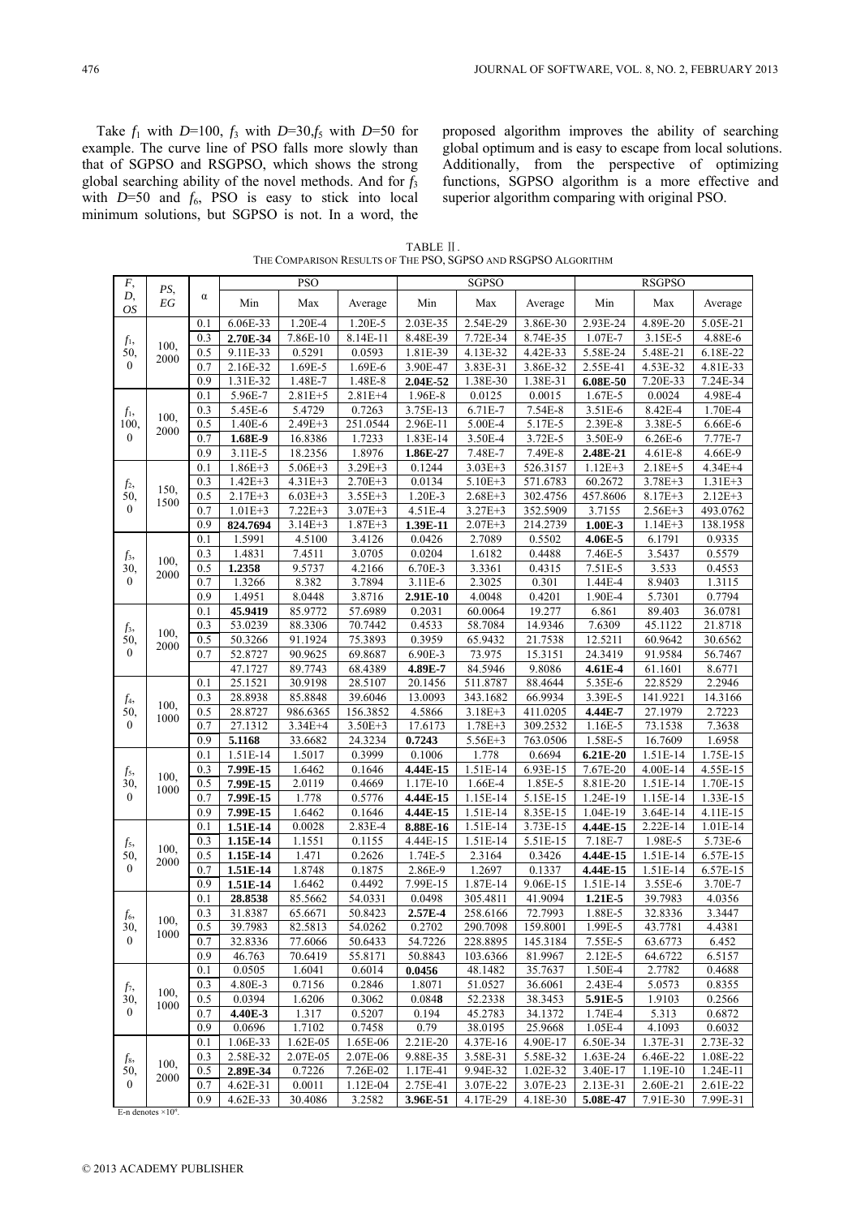Take $f_1$ with $D$=100, $f_3$ with $D$=30,$f_5$ with $D$=50 for example. The curve line of PSO falls more slowly than that of SGPSO and RSGPSO, which shows the strong global searching ability of the novel methods. And for $f_3$ with $D$=50 and $f_6$, PSO is easy to stick into local minimum solutions, but SGPSO is not. In a word, the proposed algorithm improves the ability of searching global optimum and is easy to escape from local solutions. Additionally, from the perspective of optimizing functions, SGPSO algorithm is a more effective and superior algorithm comparing with original PSO.

TABLE II.
THE COMPARISON RESULTS OF THE PSO, SGPSO AND RSGPSO ALGORITHM

| F, D, OS | PS, EG | α | PSO | | | SGPSO | | | RSGPSO | | |
|---|---|---|---|---|---|---|---|---|---|---|---|
| | | | Min | Max | Average | Min | Max | Average | Min | Max | Average |
| $f_1$, 50, 0 | 100, 2000 | 0.1 | 6.06E-33 | 1.20E-4 | 1.20E-5 | 2.03E-35 | 2.54E-29 | 3.86E-30 | 2.93E-24 | 4.89E-20 | 5.05E-21 |
| | | 0.3 | **2.70E-34** | 7.86E-10 | 8.14E-11 | 8.48E-39 | 7.72E-34 | 8.74E-35 | 1.07E-7 | 3.15E-5 | 4.88E-6 |
| | | 0.5 | 9.11E-33 | 0.5291 | 0.0593 | 1.81E-39 | 4.13E-32 | 4.42E-33 | 5.58E-24 | 5.48E-21 | 6.18E-22 |
| | | 0.7 | 2.16E-32 | 1.69E-5 | 1.69E-6 | 3.90E-47 | 3.83E-31 | 3.72E-5 | 2.55E-41 | 4.53E-32 | 4.81E-33 |
| | | 0.9 | 1.31E-32 | 1.48E-7 | 1.48E-8 | **2.04E-52** | 1.38E-30 | 1.38E-31 | **6.08E-50** | 7.20E-33 | 7.24E-34 |
| $f_1$, 100, 0 | 100, 2000 | 0.1 | 5.96E-7 | 2.81E+5 | 2.81E+4 | 1.96E-8 | 0.0125 | 0.0015 | 1.67E-5 | 0.0024 | 4.98E-4 |
| | | 0.3 | 5.45E-6 | 5.4729 | 0.7263 | 3.75E-13 | 6.71E-7 | 7.54E-8 | 3.51E-6 | 8.42E-4 | 1.70E-4 |
| | | 0.5 | 1.40E-6 | 2.49E+3 | 251.0544 | 2.96E-11 | 5.00E-4 | 5.17E-5 | 2.39E-8 | 3.38E-5 | 6.66E-6 |
| | | 0.7 | **1.68E-9** | 16.8386 | 1.7233 | 1.83E-14 | 3.50E-4 | 3.72E-5 | 3.50E-9 | 6.26E-6 | 7.77E-7 |
| | | 0.9 | 3.11E-5 | 18.2356 | 1.8976 | **1.86E-27** | 7.48E-7 | 7.49E-8 | **2.48E-21** | 4.61E-8 | 4.66E-9 |
| $f_2$, 50, 0 | 150, 1500 | 0.1 | 1.86E+3 | 5.06E+3 | 3.29E+3 | 0.1244 | 3.03E+3 | 526.3157 | 1.12E+3 | 2.18E+5 | 4.34E+4 |
| | | 0.3 | 1.42E+3 | 4.31E+3 | 2.70E+3 | 0.0134 | 5.10E+3 | 571.6783 | 60.2672 | 3.78E+3 | 1.31E+3 |
| | | 0.5 | 2.17E+3 | 6.03E+3 | 3.55E+3 | 1.20E-3 | 2.68E+3 | 302.4756 | 457.8606 | 8.17E+3 | 2.12E+3 |
| | | 0.7 | 1.01E+3 | 7.22E+3 | 3.07E+3 | 4.51E-4 | 3.27E+3 | 352.5909 | 3.7155 | 2.56E+3 | 493.0762 |
| | | 0.9 | **824.7694** | 3.14E+3 | 1.87E+3 | **1.39E-11** | 2.07E+3 | 214.2739 | **1.00E-3** | 1.14E+3 | 138.1958 |
| $f_3$, 30, 0 | 100, 2000 | 0.1 | 1.5991 | 4.5100 | 3.4126 | 0.0426 | 2.7089 | 0.5502 | **4.06E-5** | 6.1791 | 0.9335 |
| | | 0.3 | 1.4831 | 7.4511 | 3.0705 | 0.0204 | 1.6182 | 0.4488 | 7.46E-5 | 3.5437 | 0.5579 |
| | | 0.5 | **1.2358** | 9.5737 | 4.2166 | 6.70E-3 | 3.3361 | 0.4315 | 7.51E-5 | 3.533 | 0.4553 |
| | | 0.7 | 1.3266 | 8.382 | 3.7894 | 3.11E-6 | 2.3025 | 0.301 | 1.44E-4 | 8.9403 | 1.3115 |
| | | 0.9 | 1.4951 | 8.0448 | 3.8716 | **2.91E-10** | 4.0048 | 0.4201 | 1.90E-4 | 5.7301 | 0.7794 |
| $f_3$, 50, 0 | 100, 2000 | 0.1 | **45.9419** | 85.9772 | 57.6989 | 0.2031 | 60.0064 | 19.277 | 6.861 | 89.403 | 36.0781 |
| | | 0.3 | 53.0239 | 88.3306 | 70.7442 | 0.4533 | 58.7084 | 14.9346 | 7.6309 | 45.1122 | 21.8718 |
| | | 0.5 | 50.3266 | 91.1924 | 75.3893 | 0.3959 | 65.9432 | 21.7538 | 12.5211 | 60.9642 | 30.6562 |
| | | 0.7 | 52.8727 | 90.9625 | 69.8687 | 6.90E-3 | 73.975 | 15.3151 | 24.3419 | 91.9584 | 56.7467 |
| | | | 47.1727 | 89.7743 | 68.4389 | **4.89E-7** | 84.5946 | 9.8086 | **4.61E-4** | 61.1601 | 8.6771 |
| $f_4$, 50, 0 | 100, 1000 | 0.1 | 25.1521 | 30.9198 | 28.5107 | 20.1456 | 511.8787 | 88.4644 | 5.35E-6 | 22.8529 | 2.2946 |
| | | 0.3 | 28.8938 | 85.8848 | 39.6046 | 13.0093 | 343.1682 | 66.9934 | 3.39E-5 | 141.9221 | 14.3166 |
| | | 0.5 | 28.8727 | 986.6365 | 156.3852 | 4.5866 | 3.18E+3 | 411.0205 | **4.44E-7** | 27.1979 | 2.7223 |
| | | 0.7 | 27.1312 | 3.34E+4 | 3.50E+3 | 17.6173 | 1.78E+3 | 309.2532 | 1.16E-5 | 73.1538 | 7.3638 |
| | | 0.9 | **5.1168** | 33.6682 | 24.3234 | **0.7243** | 5.56E+3 | 763.0506 | 1.58E-5 | 16.7609 | 1.6958 |
| $f_5$, 30, 0 | 100, 1000 | 0.1 | 1.51E-14 | 1.5017 | 0.3999 | 0.1006 | 1.778 | 0.6694 | **6.21E-20** | 1.51E-14 | 1.75E-15 |
| | | 0.3 | **7.99E-15** | 1.6462 | 0.1646 | **4.44E-15** | 1.51E-14 | 6.93E-15 | 7.67E-20 | 4.00E-14 | 4.55E-15 |
| | | 0.5 | **7.99E-15** | 2.0119 | 0.4669 | 1.17E-10 | 1.66E-4 | 1.85E-5 | 8.81E-20 | 1.51E-14 | 1.70E-15 |
| | | 0.7 | **7.99E-15** | 1.778 | 0.5776 | **4.44E-15** | 1.15E-14 | 5.15E-15 | 1.24E-19 | 1.15E-14 | 1.33E-15 |
| | | 0.9 | **7.99E-15** | 1.6462 | 0.1646 | **4.44E-15** | 1.51E-14 | 8.35E-15 | 1.04E-19 | 3.64E-14 | 4.11E-15 |
| $f_5$, 50, 0 | 100, 2000 | 0.1 | **1.51E-14** | 0.0028 | 2.83E-4 | **8.88E-16** | 1.51E-14 | 3.73E-15 | **4.44E-15** | 2.22E-14 | 1.01E-14 |
| | | 0.3 | **1.15E-14** | 1.1551 | 0.1155 | 4.44E-15 | 1.51E-14 | 5.51E-15 | 7.18E-7 | 1.98E-5 | 5.73E-6 |
| | | 0.5 | **1.15E-14** | 1.471 | 0.2626 | 1.74E-5 | 2.3164 | 0.3426 | **4.44E-15** | 1.51E-14 | 6.57E-15 |
| | | 0.7 | **1.51E-14** | 1.8748 | 0.1875 | 2.86E-9 | 1.2697 | 0.1337 | **4.44E-15** | 1.51E-14 | 6.57E-15 |
| | | 0.9 | **1.51E-14** | 1.6462 | 0.4492 | 7.99E-15 | 1.87E-14 | 9.06E-15 | 1.51E-14 | 3.55E-6 | 3.70E-7 |
| $f_6$, 30, 0 | 100, 1000 | 0.1 | **28.8538** | 85.5662 | 54.0331 | 0.0498 | 305.4811 | 41.9094 | **1.21E-5** | 39.7983 | 4.0356 |
| | | 0.3 | 31.8387 | 65.6671 | 50.8423 | **2.57E-4** | 258.6166 | 72.7993 | 1.88E-5 | 32.8336 | 3.3447 |
| | | 0.5 | 39.7983 | 82.5813 | 54.0262 | 0.2702 | 290.7098 | 159.8001 | 1.99E-5 | 43.7781 | 4.4381 |
| | | 0.7 | 32.8336 | 77.6066 | 50.6433 | 54.7226 | 228.8895 | 145.3184 | 7.55E-5 | 63.6773 | 6.452 |
| | | 0.9 | 46.763 | 70.6419 | 55.8171 | 50.8843 | 103.6366 | 81.9967 | 2.12E-5 | 64.6722 | 6.5157 |
| $f_7$, 30, 0 | 100, 1000 | 0.1 | 0.0505 | 1.6041 | 0.6014 | **0.0456** | 48.1482 | 35.7637 | 1.50E-4 | 2.7782 | 0.4688 |
| | | 0.3 | 4.80E-3 | 0.7156 | 0.2846 | 1.8071 | 51.0527 | 36.6061 | 2.43E-4 | 5.0573 | 0.8355 |
| | | 0.5 | 0.0394 | 1.6206 | 0.3062 | 0.0848 | 52.2338 | 38.3453 | **5.91E-5** | 1.9103 | 0.2566 |
| | | 0.7 | **4.40E-3** | 1.317 | 0.5207 | 0.194 | 45.2783 | 34.1372 | 1.74E-4 | 5.313 | 0.6872 |
| | | 0.9 | 0.0696 | 1.7102 | 0.7458 | 0.79 | 38.0195 | 25.9668 | 1.05E-4 | 4.1093 | 0.6032 |
| $f_8$, 50, 0 | 100, 2000 | 0.1 | 1.06E-33 | 1.62E-05 | 1.65E-06 | 2.21E-20 | 4.37E-16 | 4.90E-17 | 6.50E-34 | 1.37E-31 | 2.73E-32 |
| | | 0.3 | 2.58E-32 | 2.07E-05 | 2.07E-06 | 9.88E-35 | 3.58E-31 | 5.58E-32 | 1.63E-24 | 6.46E-22 | 1.08E-22 |
| | | 0.5 | **2.89E-34** | 0.7226 | 7.26E-02 | 1.17E-41 | 9.94E-32 | 1.02E-32 | 3.40E-17 | 1.19E-10 | 1.24E-11 |
| | | 0.7 | 4.62E-31 | 0.0011 | 1.12E-04 | 2.75E-41 | 3.07E-22 | 3.07E-23 | 2.13E-31 | 2.60E-21 | 2.61E-22 |
| | | 0.9 | 4.62E-33 | 30.4086 | 3.2582 | **3.96E-51** | 4.17E-29 | 4.18E-30 | **5.08E-47** | 7.91E-30 | 7.99E-31 |

E-n denotes $\times 10^n$.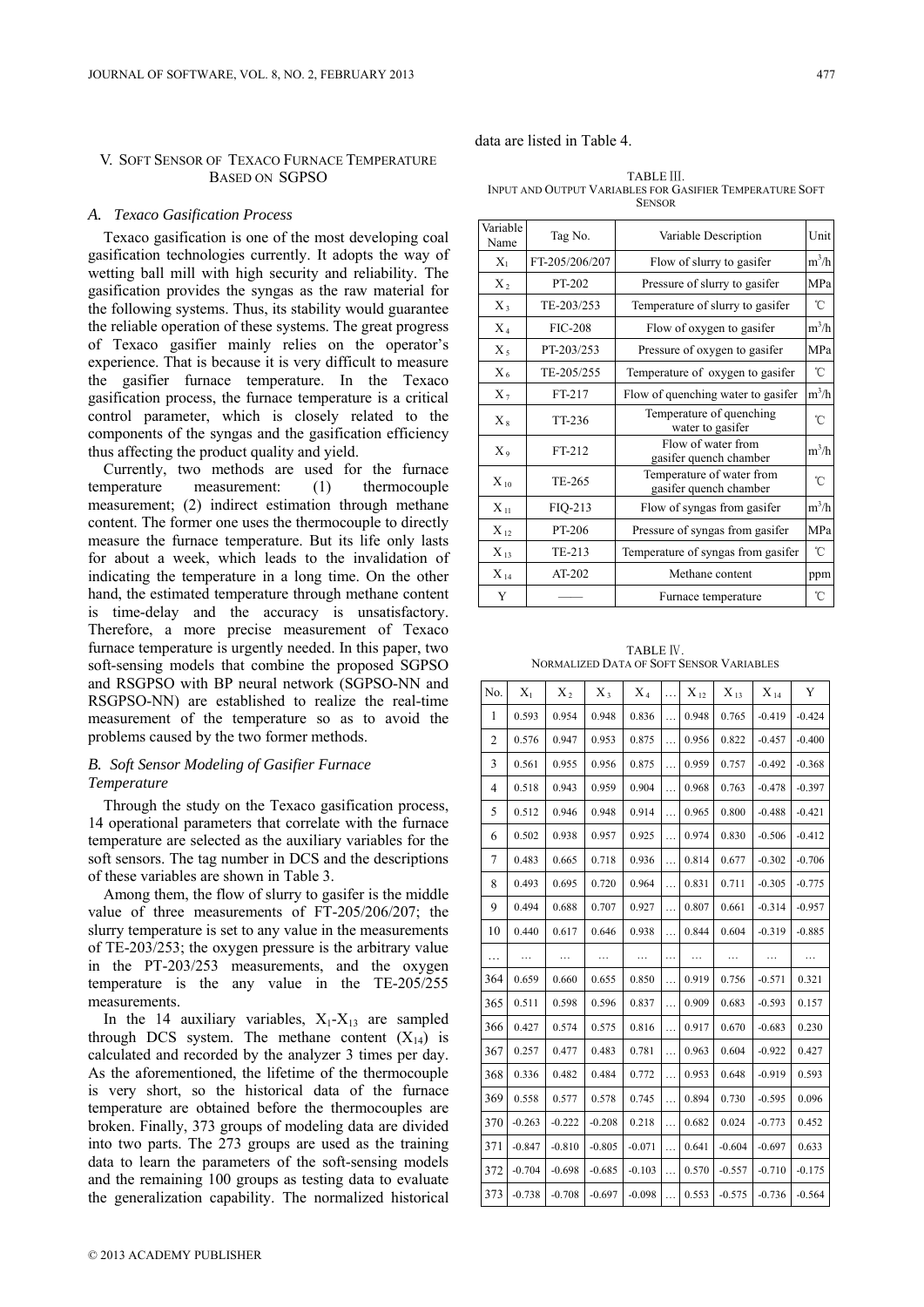## V. Soft Sensor of Texaco Furnace Temperature Based on SGPSO

### *A. Texaco Gasification Process*

Texaco gasification is one of the most developing coal gasification technologies currently. It adopts the way of wetting ball mill with high security and reliability. The gasification provides the syngas as the raw material for the following systems. Thus, its stability would guarantee the reliable operation of these systems. The great progress of Texaco gasifier mainly relies on the operator's experience. That is because it is very difficult to measure the gasifier furnace temperature. In the Texaco gasification process, the furnace temperature is a critical control parameter, which is closely related to the components of the syngas and the gasification efficiency thus affecting the product quality and yield.

Currently, two methods are used for the furnace temperature measurement: (1) thermocouple measurement; (2) indirect estimation through methane content. The former one uses the thermocouple to directly measure the furnace temperature. But its life only lasts for about a week, which leads to the invalidation of indicating the temperature in a long time. On the other hand, the estimated temperature through methane content is time-delay and the accuracy is unsatisfactory. Therefore, a more precise measurement of Texaco furnace temperature is urgently needed. In this paper, two soft-sensing models that combine the proposed SGPSO and RSGPSO with BP neural network (SGPSO-NN and RSGPSO-NN) are established to realize the real-time measurement of the temperature so as to avoid the problems caused by the two former methods.

### *B. Soft Sensor Modeling of Gasifier Furnace Temperature*

Through the study on the Texaco gasification process, 14 operational parameters that correlate with the furnace temperature are selected as the auxiliary variables for the soft sensors. The tag number in DCS and the descriptions of these variables are shown in Table 3.

Among them, the flow of slurry to gasifer is the middle value of three measurements of FT-205/206/207; the slurry temperature is set to any value in the measurements of TE-203/253; the oxygen pressure is the arbitrary value in the PT-203/253 measurements, and the oxygen temperature is the any value in the TE-205/255 measurements.

In the 14 auxiliary variables, $X_1$-$X_{13}$ are sampled through DCS system. The methane content ($X_{14}$) is calculated and recorded by the analyzer 3 times per day. As the aforementioned, the lifetime of the thermocouple is very short, so the historical data of the furnace temperature are obtained before the thermocouples are broken. Finally, 373 groups of modeling data are divided into two parts. The 273 groups are used as the training data to learn the parameters of the soft-sensing models and the remaining 100 groups as testing data to evaluate the generalization capability. The normalized historical data are listed in Table 4.

TABLE III. INPUT AND OUTPUT VARIABLES FOR GASIFIER TEMPERATURE SOFT SENSOR

| Variable Name | Tag No. | Variable Description | Unit |
|---|---|---|---|
| $X_1$ | FT-205/206/207 | Flow of slurry to gasifer | $m^3/h$ |
| $X_2$ | PT-202 | Pressure of slurry to gasifer | MPa |
| $X_3$ | TE-203/253 | Temperature of slurry to gasifer | ℃ |
| $X_4$ | FIC-208 | Flow of oxygen to gasifer | $m^3/h$ |
| $X_5$ | PT-203/253 | Pressure of oxygen to gasifer | MPa |
| $X_6$ | TE-205/255 | Temperature of oxygen to gasifer | ℃ |
| $X_7$ | FT-217 | Flow of quenching water to gasifer | $m^3/h$ |
| $X_8$ | TT-236 | Temperature of quenching water to gasifer | ℃ |
| $X_9$ | FT-212 | Flow of water from gasifer quench chamber | $m^3/h$ |
| $X_{10}$ | TE-265 | Temperature of water from gasifer quench chamber | ℃ |
| $X_{11}$ | FIQ-213 | Flow of syngas from gasifer | $m^3/h$ |
| $X_{12}$ | PT-206 | Pressure of syngas from gasifer | MPa |
| $X_{13}$ | TE-213 | Temperature of syngas from gasifer | ℃ |
| $X_{14}$ | AT-202 | Methane content | ppm |
| Y | —— | Furnace temperature | ℃ |

TABLE IV. NORMALIZED DATA OF SOFT SENSOR VARIABLES

| No. | $X_1$ | $X_2$ | $X_3$ | $X_4$ | … | $X_{12}$ | $X_{13}$ | $X_{14}$ | Y |
|---|---|---|---|---|---|---|---|---|---|
| 1 | 0.593 | 0.954 | 0.948 | 0.836 | … | 0.948 | 0.765 | -0.419 | -0.424 |
| 2 | 0.576 | 0.947 | 0.953 | 0.875 | … | 0.956 | 0.822 | -0.457 | -0.400 |
| 3 | 0.561 | 0.955 | 0.956 | 0.875 | … | 0.959 | 0.757 | -0.492 | -0.368 |
| 4 | 0.518 | 0.943 | 0.959 | 0.904 | … | 0.968 | 0.763 | -0.478 | -0.397 |
| 5 | 0.512 | 0.946 | 0.948 | 0.914 | … | 0.965 | 0.800 | -0.488 | -0.421 |
| 6 | 0.502 | 0.938 | 0.957 | 0.925 | … | 0.974 | 0.830 | -0.506 | -0.412 |
| 7 | 0.483 | 0.665 | 0.718 | 0.936 | … | 0.814 | 0.677 | -0.302 | -0.706 |
| 8 | 0.493 | 0.695 | 0.720 | 0.964 | … | 0.831 | 0.711 | -0.305 | -0.775 |
| 9 | 0.494 | 0.688 | 0.707 | 0.927 | … | 0.807 | 0.661 | -0.314 | -0.957 |
| 10 | 0.440 | 0.617 | 0.646 | 0.938 | … | 0.844 | 0.604 | -0.319 | -0.885 |
| … | … | … | … | … | … | … | … | … | … |
| 364 | 0.659 | 0.660 | 0.655 | 0.850 | … | 0.919 | 0.756 | -0.571 | 0.321 |
| 365 | 0.511 | 0.598 | 0.596 | 0.837 | … | 0.909 | 0.683 | -0.593 | 0.157 |
| 366 | 0.427 | 0.574 | 0.575 | 0.816 | … | 0.917 | 0.670 | -0.683 | 0.230 |
| 367 | 0.257 | 0.477 | 0.483 | 0.781 | … | 0.963 | 0.604 | -0.922 | 0.427 |
| 368 | 0.336 | 0.482 | 0.484 | 0.772 | … | 0.953 | 0.648 | -0.919 | 0.593 |
| 369 | 0.558 | 0.577 | 0.578 | 0.745 | … | 0.894 | 0.730 | -0.595 | 0.096 |
| 370 | -0.263 | -0.222 | -0.208 | 0.218 | … | 0.682 | 0.024 | -0.773 | 0.452 |
| 371 | -0.847 | -0.810 | -0.805 | -0.071 | … | 0.641 | -0.604 | -0.697 | 0.633 |
| 372 | -0.704 | -0.698 | -0.685 | -0.103 | … | 0.570 | -0.557 | -0.710 | -0.175 |
| 373 | -0.738 | -0.708 | -0.697 | -0.098 | … | 0.553 | -0.575 | -0.736 | -0.564 |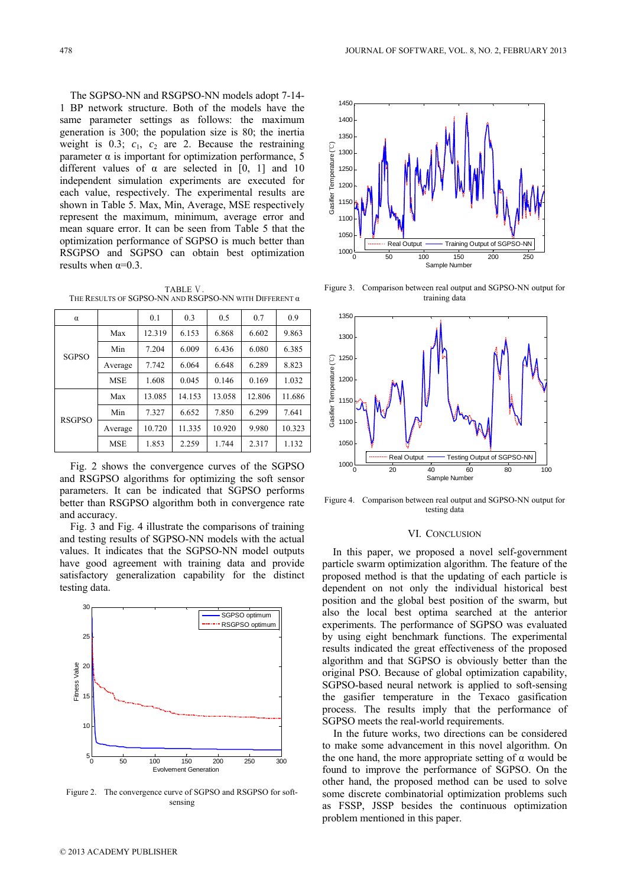The SGPSO-NN and RSGPSO-NN models adopt 7-14-1 BP network structure. Both of the models have the same parameter settings as follows: the maximum generation is 300; the population size is 80; the inertia weight is 0.3; $c_1$, $c_2$ are 2. Because the restraining parameter α is important for optimization performance, 5 different values of α are selected in [0, 1] and 10 independent simulation experiments are executed for each value, respectively. The experimental results are shown in Table 5. Max, Min, Average, MSE respectively represent the maximum, minimum, average error and mean square error. It can be seen from Table 5 that the optimization performance of SGPSO is much better than RSGPSO and SGPSO can obtain best optimization results when α=0.3.

TABLE V.
THE RESULTS OF SGPSO-NN AND RSGPSO-NN WITH DIFFERENT α

| α | | 0.1 | 0.3 | 0.5 | 0.7 | 0.9 |
|---|---|---|---|---|---|---|
| SGPSO | Max | 12.319 | 6.153 | 6.868 | 6.602 | 9.863 |
| | Min | 7.204 | 6.009 | 6.436 | 6.080 | 6.385 |
| | Average | 7.742 | 6.064 | 6.648 | 6.289 | 8.823 |
| | MSE | 1.608 | 0.045 | 0.146 | 0.169 | 1.032 |
| RSGPSO | Max | 13.085 | 14.153 | 13.058 | 12.806 | 11.686 |
| | Min | 7.327 | 6.652 | 7.850 | 6.299 | 7.641 |
| | Average | 10.720 | 11.335 | 10.920 | 9.980 | 10.323 |
| | MSE | 1.853 | 2.259 | 1.744 | 2.317 | 1.132 |

Fig. 2 shows the convergence curves of the SGPSO and RSGPSO algorithms for optimizing the soft sensor parameters. It can be indicated that SGPSO performs better than RSGPSO algorithm both in convergence rate and accuracy.

Fig. 3 and Fig. 4 illustrate the comparisons of training and testing results of SGPSO-NN models with the actual values. It indicates that the SGPSO-NN model outputs have good agreement with training data and provide satisfactory generalization capability for the distinct testing data.

Figure 2. The convergence curve of SGPSO and RSGPSO for soft-sensing

Figure 3. Comparison between real output and SGPSO-NN output for training data

Figure 4. Comparison between real output and SGPSO-NN output for testing data

## VI. CONCLUSION

In this paper, we proposed a novel self-government particle swarm optimization algorithm. The feature of the proposed method is that the updating of each particle is dependent on not only the individual historical best position and the global best position of the swarm, but also the local best optima searched at the anterior experiments. The performance of SGPSO was evaluated by using eight benchmark functions. The experimental results indicated the great effectiveness of the proposed algorithm and that SGPSO is obviously better than the original PSO. Because of global optimization capability, SGPSO-based neural network is applied to soft-sensing the gasifier temperature in the Texaco gasification process. The results imply that the performance of SGPSO meets the real-world requirements.

In the future works, two directions can be considered to make some advancement in this novel algorithm. On the one hand, the more appropriate setting of α would be found to improve the performance of SGPSO. On the other hand, the proposed method can be used to solve some discrete combinatorial optimization problems such as FSSP, JSSP besides the continuous optimization problem mentioned in this paper.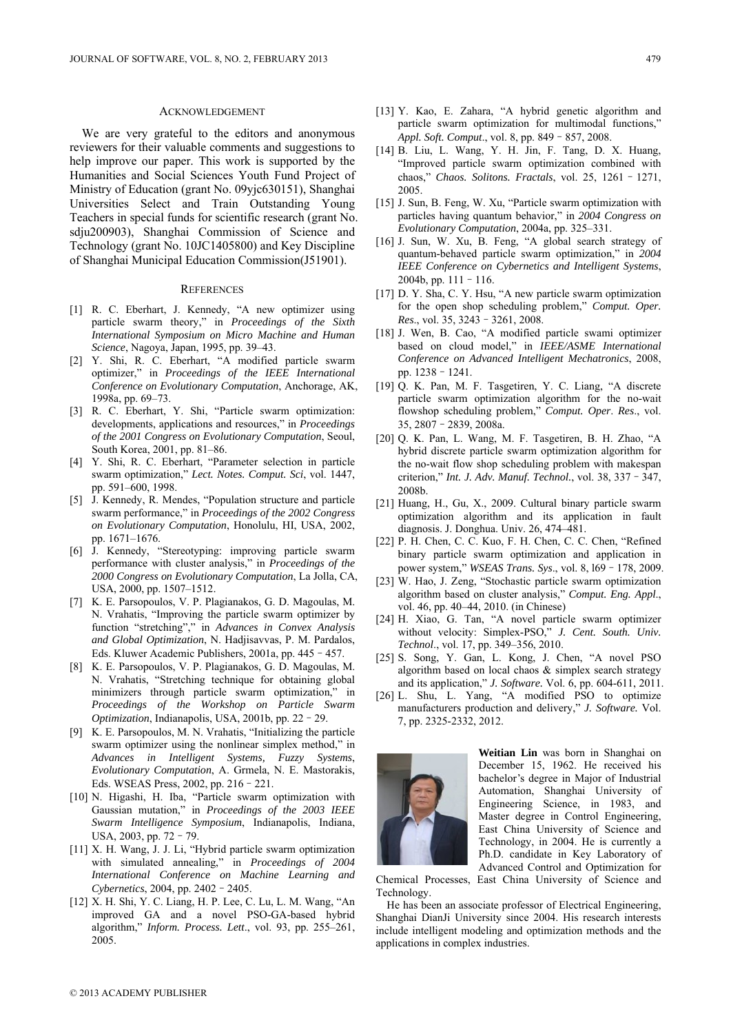## ACKNOWLEDGEMENT

We are very grateful to the editors and anonymous reviewers for their valuable comments and suggestions to help improve our paper. This work is supported by the Humanities and Social Sciences Youth Fund Project of Ministry of Education (grant No. 09yjc630151), Shanghai Universities Select and Train Outstanding Young Teachers in special funds for scientific research (grant No. sdju200903), Shanghai Commission of Science and Technology (grant No. 10JC1405800) and Key Discipline of Shanghai Municipal Education Commission(J51901).

## REFERENCES

[1] R. C. Eberhart, J. Kennedy, "A new optimizer using particle swarm theory," in *Proceedings of the Sixth International Symposium on Micro Machine and Human Science*, Nagoya, Japan, 1995, pp. 39–43.

[2] Y. Shi, R. C. Eberhart, "A modified particle swarm optimizer," in *Proceedings of the IEEE International Conference on Evolutionary Computation*, Anchorage, AK, 1998a, pp. 69–73.

[3] R. C. Eberhart, Y. Shi, "Particle swarm optimization: developments, applications and resources," in *Proceedings of the 2001 Congress on Evolutionary Computation*, Seoul, South Korea, 2001, pp. 81–86.

[4] Y. Shi, R. C. Eberhart, "Parameter selection in particle swarm optimization," *Lect. Notes. Comput. Sci*, vol. 1447, pp. 591–600, 1998.

[5] J. Kennedy, R. Mendes, "Population structure and particle swarm performance," in *Proceedings of the 2002 Congress on Evolutionary Computation*, Honolulu, HI, USA, 2002, pp. 1671–1676.

[6] J. Kennedy, "Stereotyping: improving particle swarm performance with cluster analysis," in *Proceedings of the 2000 Congress on Evolutionary Computation*, La Jolla, CA, USA, 2000, pp. 1507–1512.

[7] K. E. Parsopoulos, V. P. Plagianakos, G. D. Magoulas, M. N. Vrahatis, "Improving the particle swarm optimizer by function "stretching"," in *Advances in Convex Analysis and Global Optimization*, N. Hadjisavvas, P. M. Pardalos, Eds. Kluwer Academic Publishers, 2001a, pp. 445–457.

[8] K. E. Parsopoulos, V. P. Plagianakos, G. D. Magoulas, M. N. Vrahatis, "Stretching technique for obtaining global minimizers through particle swarm optimization," in *Proceedings of the Workshop on Particle Swarm Optimization*, Indianapolis, USA, 2001b, pp. 22–29.

[9] K. E. Parsopoulos, M. N. Vrahatis, "Initializing the particle swarm optimizer using the nonlinear simplex method," in *Advances in Intelligent Systems, Fuzzy Systems, Evolutionary Computation*, A. Grmela, N. E. Mastorakis, Eds. WSEAS Press, 2002, pp. 216–221.

[10] N. Higashi, H. Iba, "Particle swarm optimization with Gaussian mutation," in *Proceedings of the 2003 IEEE Swarm Intelligence Symposium*, Indianapolis, Indiana, USA, 2003, pp. 72–79.

[11] X. H. Wang, J. J. Li, "Hybrid particle swarm optimization with simulated annealing," in *Proceedings of 2004 International Conference on Machine Learning and Cybernetics*, 2004, pp. 2402–2405.

[12] X. H. Shi, Y. C. Liang, H. P. Lee, C. Lu, L. M. Wang, "An improved GA and a novel PSO-GA-based hybrid algorithm," *Inform. Process. Lett.*, vol. 93, pp. 255–261, 2005.

[13] Y. Kao, E. Zahara, "A hybrid genetic algorithm and particle swarm optimization for multimodal functions," *Appl. Soft. Comput.*, vol. 8, pp. 849–857, 2008.

[14] B. Liu, L. Wang, Y. H. Jin, F. Tang, D. X. Huang, "Improved particle swarm optimization combined with chaos," *Chaos. Solitons. Fractals*, vol. 25, 1261–1271, 2005.

[15] J. Sun, B. Feng, W. Xu, "Particle swarm optimization with particles having quantum behavior," in *2004 Congress on Evolutionary Computation*, 2004a, pp. 325–331.

[16] J. Sun, W. Xu, B. Feng, "A global search strategy of quantum-behaved particle swarm optimization," in *2004 IEEE Conference on Cybernetics and Intelligent Systems*, 2004b, pp. 111–116.

[17] D. Y. Sha, C. Y. Hsu, "A new particle swarm optimization for the open shop scheduling problem," *Comput. Oper. Res.*, vol. 35, 3243–3261, 2008.

[18] J. Wen, B. Cao, "A modified particle swami optimizer based on cloud model," in *IEEE/ASME International Conference on Advanced Intelligent Mechatronics*, 2008, pp. 1238–1241.

[19] Q. K. Pan, M. F. Tasgetiren, Y. C. Liang, "A discrete particle swarm optimization algorithm for the no-wait flowshop scheduling problem," *Comput. Oper. Res.*, vol. 35, 2807–2839, 2008a.

[20] Q. K. Pan, L. Wang, M. F. Tasgetiren, B. H. Zhao, "A hybrid discrete particle swarm optimization algorithm for the no-wait flow shop scheduling problem with makespan criterion," *Int. J. Adv. Manuf. Technol.*, vol. 38, 337–347, 2008b.

[21] Huang, H., Gu, X., 2009. Cultural binary particle swarm optimization algorithm and its application in fault diagnosis. J. Donghua. Univ. 26, 474–481.

[22] P. H. Chen, C. C. Kuo, F. H. Chen, C. C. Chen, "Refined binary particle swarm optimization and application in power system," *WSEAS Trans. Sys.*, vol. 8, l69–178, 2009.

[23] W. Hao, J. Zeng, "Stochastic particle swarm optimization algorithm based on cluster analysis," *Comput. Eng. Appl.*, vol. 46, pp. 40–44, 2010. (in Chinese)

[24] H. Xiao, G. Tan, "A novel particle swarm optimizer without velocity: Simplex-PSO," *J. Cent. South. Univ. Technol.*, vol. 17, pp. 349–356, 2010.

[25] S. Song, Y. Gan, L. Kong, J. Chen, "A novel PSO algorithm based on local chaos & simplex search strategy and its application," *J. Software.* Vol. 6, pp. 604-611, 2011.

[26] L. Shu, L. Yang, "A modified PSO to optimize manufacturers production and delivery," *J. Software.* Vol. 7, pp. 2325-2332, 2012.

**Weitian Lin** was born in Shanghai on December 15, 1962. He received his bachelor's degree in Major of Industrial Automation, Shanghai University of Engineering Science, in 1983, and Master degree in Control Engineering, East China University of Science and Technology, in 2004. He is currently a Ph.D. candidate in Key Laboratory of Advanced Control and Optimization for Chemical Processes, East China University of Science and Technology.

He has been an associate professor of Electrical Engineering, Shanghai DianJi University since 2004. His research interests include intelligent modeling and optimization methods and the applications in complex industries.